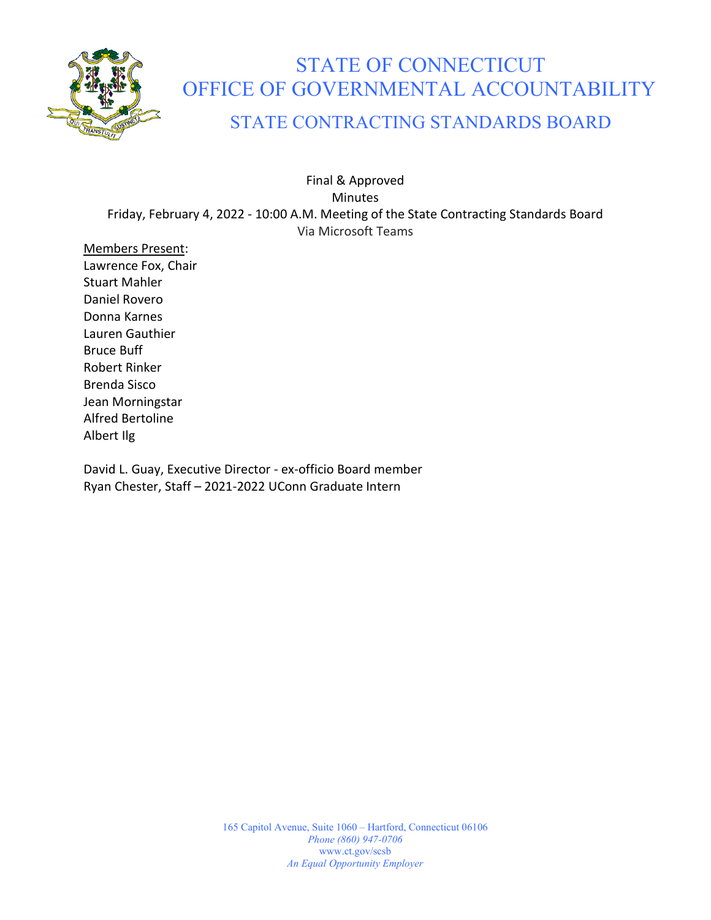# STATE OF CONNECTICUT
# OFFICE OF GOVERNMENTAL ACCOUNTABILITY
## STATE CONTRACTING STANDARDS BOARD

Final & Approved
Minutes
Friday, February 4, 2022 - 10:00 A.M. Meeting of the State Contracting Standards Board
Via Microsoft Teams

Members Present:
Lawrence Fox, Chair
Stuart Mahler
Daniel Rovero
Donna Karnes
Lauren Gauthier
Bruce Buff
Robert Rinker
Brenda Sisco
Jean Morningstar
Alfred Bertoline
Albert Ilg

David L. Guay, Executive Director - ex-officio Board member
Ryan Chester, Staff – 2021-2022 UConn Graduate Intern

165 Capitol Avenue, Suite 1060 – Hartford, Connecticut 06106
*Phone (860) 947-0706*
www.ct.gov/scsb
*An Equal Opportunity Employer*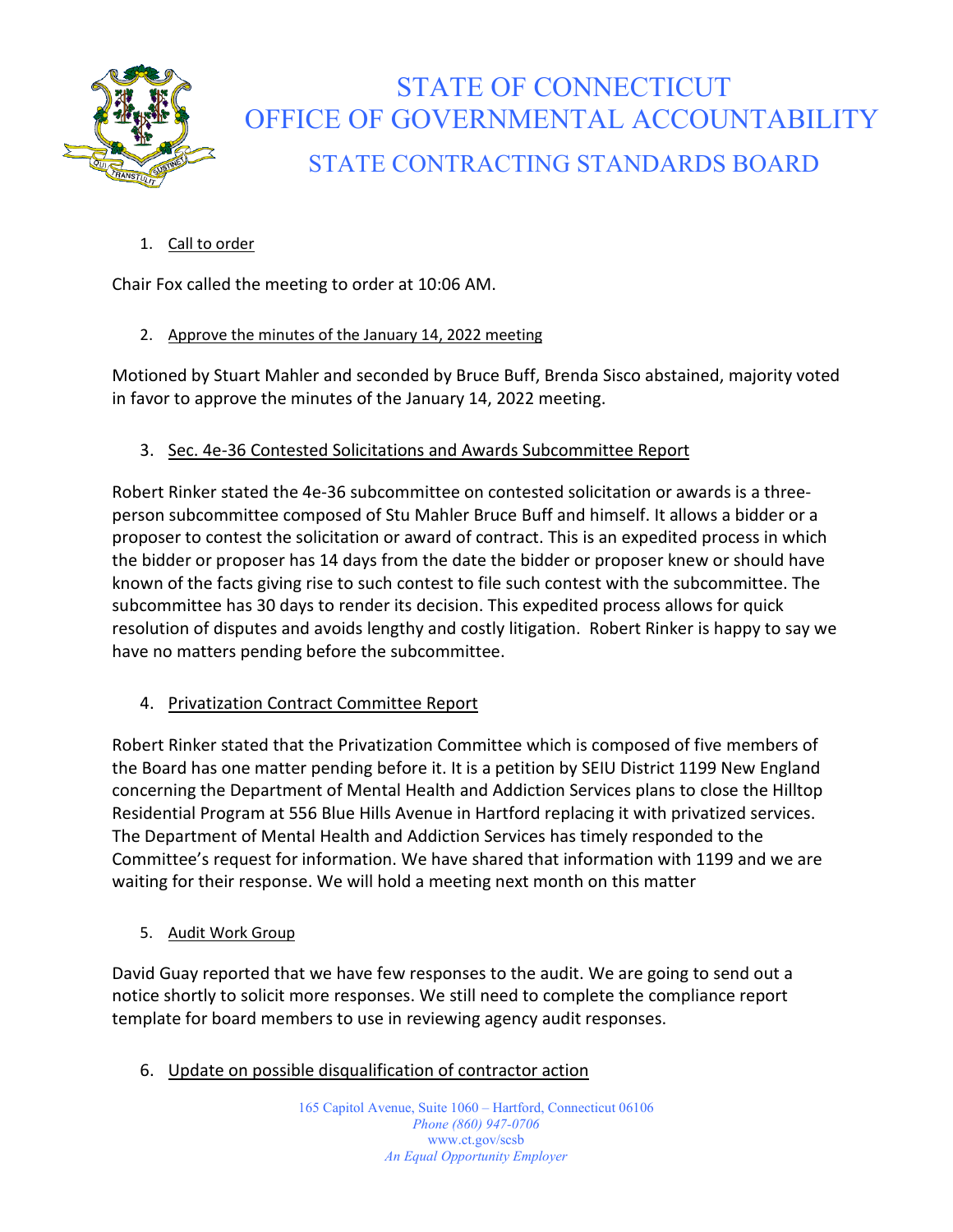# STATE OF CONNECTICUT
## OFFICE OF GOVERNMENTAL ACCOUNTABILITY
## STATE CONTRACTING STANDARDS BOARD

1. Call to order

Chair Fox called the meeting to order at 10:06 AM.

2. Approve the minutes of the January 14, 2022 meeting

Motioned by Stuart Mahler and seconded by Bruce Buff, Brenda Sisco abstained, majority voted in favor to approve the minutes of the January 14, 2022 meeting.

3. Sec. 4e-36 Contested Solicitations and Awards Subcommittee Report

Robert Rinker stated the 4e-36 subcommittee on contested solicitation or awards is a three-person subcommittee composed of Stu Mahler Bruce Buff and himself. It allows a bidder or a proposer to contest the solicitation or award of contract. This is an expedited process in which the bidder or proposer has 14 days from the date the bidder or proposer knew or should have known of the facts giving rise to such contest to file such contest with the subcommittee. The subcommittee has 30 days to render its decision. This expedited process allows for quick resolution of disputes and avoids lengthy and costly litigation. Robert Rinker is happy to say we have no matters pending before the subcommittee.

4. Privatization Contract Committee Report

Robert Rinker stated that the Privatization Committee which is composed of five members of the Board has one matter pending before it. It is a petition by SEIU District 1199 New England concerning the Department of Mental Health and Addiction Services plans to close the Hilltop Residential Program at 556 Blue Hills Avenue in Hartford replacing it with privatized services. The Department of Mental Health and Addiction Services has timely responded to the Committee's request for information. We have shared that information with 1199 and we are waiting for their response. We will hold a meeting next month on this matter

5. Audit Work Group

David Guay reported that we have few responses to the audit. We are going to send out a notice shortly to solicit more responses. We still need to complete the compliance report template for board members to use in reviewing agency audit responses.

6. Update on possible disqualification of contractor action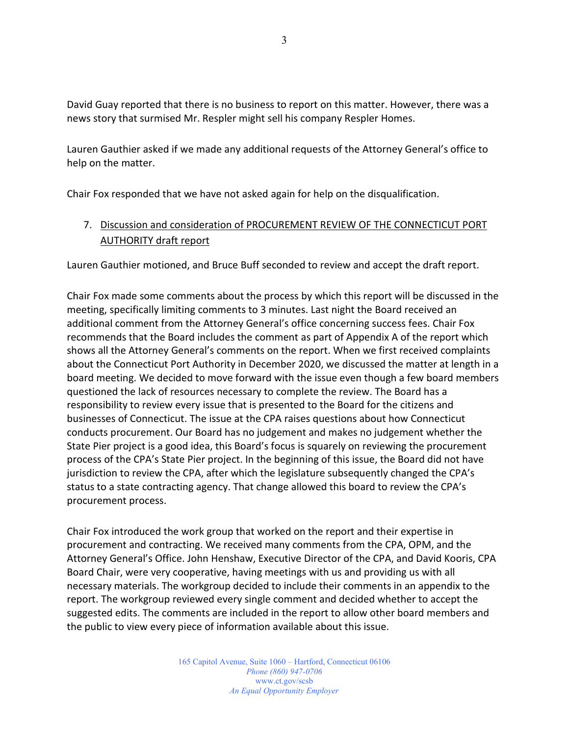David Guay reported that there is no business to report on this matter. However, there was a news story that surmised Mr. Respler might sell his company Respler Homes.

Lauren Gauthier asked if we made any additional requests of the Attorney General's office to help on the matter.

Chair Fox responded that we have not asked again for help on the disqualification.

7. Discussion and consideration of PROCUREMENT REVIEW OF THE CONNECTICUT PORT AUTHORITY draft report

Lauren Gauthier motioned, and Bruce Buff seconded to review and accept the draft report.

Chair Fox made some comments about the process by which this report will be discussed in the meeting, specifically limiting comments to 3 minutes. Last night the Board received an additional comment from the Attorney General's office concerning success fees. Chair Fox recommends that the Board includes the comment as part of Appendix A of the report which shows all the Attorney General's comments on the report. When we first received complaints about the Connecticut Port Authority in December 2020, we discussed the matter at length in a board meeting. We decided to move forward with the issue even though a few board members questioned the lack of resources necessary to complete the review. The Board has a responsibility to review every issue that is presented to the Board for the citizens and businesses of Connecticut. The issue at the CPA raises questions about how Connecticut conducts procurement. Our Board has no judgement and makes no judgement whether the State Pier project is a good idea, this Board's focus is squarely on reviewing the procurement process of the CPA's State Pier project. In the beginning of this issue, the Board did not have jurisdiction to review the CPA, after which the legislature subsequently changed the CPA's status to a state contracting agency. That change allowed this board to review the CPA's procurement process.

Chair Fox introduced the work group that worked on the report and their expertise in procurement and contracting. We received many comments from the CPA, OPM, and the Attorney General's Office. John Henshaw, Executive Director of the CPA, and David Kooris, CPA Board Chair, were very cooperative, having meetings with us and providing us with all necessary materials. The workgroup decided to include their comments in an appendix to the report. The workgroup reviewed every single comment and decided whether to accept the suggested edits. The comments are included in the report to allow other board members and the public to view every piece of information available about this issue.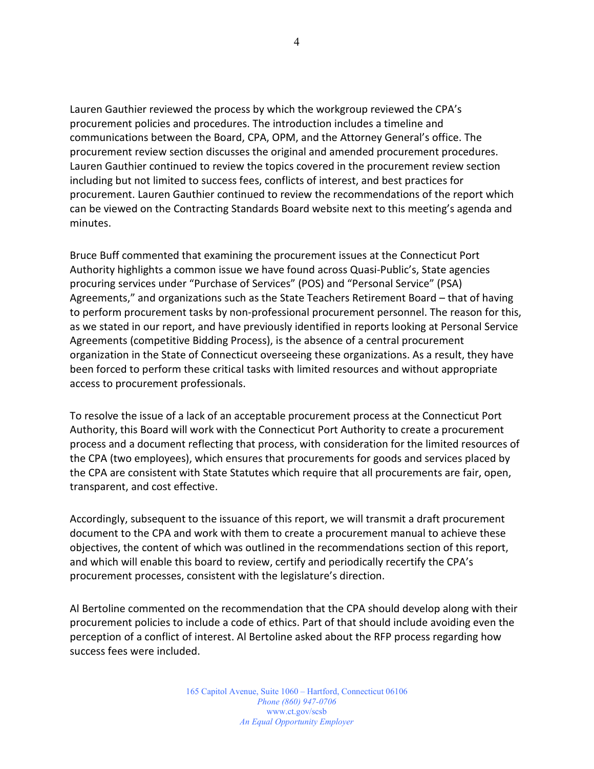Lauren Gauthier reviewed the process by which the workgroup reviewed the CPA's procurement policies and procedures. The introduction includes a timeline and communications between the Board, CPA, OPM, and the Attorney General's office. The procurement review section discusses the original and amended procurement procedures. Lauren Gauthier continued to review the topics covered in the procurement review section including but not limited to success fees, conflicts of interest, and best practices for procurement. Lauren Gauthier continued to review the recommendations of the report which can be viewed on the Contracting Standards Board website next to this meeting's agenda and minutes.

Bruce Buff commented that examining the procurement issues at the Connecticut Port Authority highlights a common issue we have found across Quasi-Public's, State agencies procuring services under "Purchase of Services" (POS) and "Personal Service" (PSA) Agreements," and organizations such as the State Teachers Retirement Board – that of having to perform procurement tasks by non-professional procurement personnel. The reason for this, as we stated in our report, and have previously identified in reports looking at Personal Service Agreements (competitive Bidding Process), is the absence of a central procurement organization in the State of Connecticut overseeing these organizations. As a result, they have been forced to perform these critical tasks with limited resources and without appropriate access to procurement professionals.

To resolve the issue of a lack of an acceptable procurement process at the Connecticut Port Authority, this Board will work with the Connecticut Port Authority to create a procurement process and a document reflecting that process, with consideration for the limited resources of the CPA (two employees), which ensures that procurements for goods and services placed by the CPA are consistent with State Statutes which require that all procurements are fair, open, transparent, and cost effective.

Accordingly, subsequent to the issuance of this report, we will transmit a draft procurement document to the CPA and work with them to create a procurement manual to achieve these objectives, the content of which was outlined in the recommendations section of this report, and which will enable this board to review, certify and periodically recertify the CPA's procurement processes, consistent with the legislature's direction.

Al Bertoline commented on the recommendation that the CPA should develop along with their procurement policies to include a code of ethics. Part of that should include avoiding even the perception of a conflict of interest. Al Bertoline asked about the RFP process regarding how success fees were included.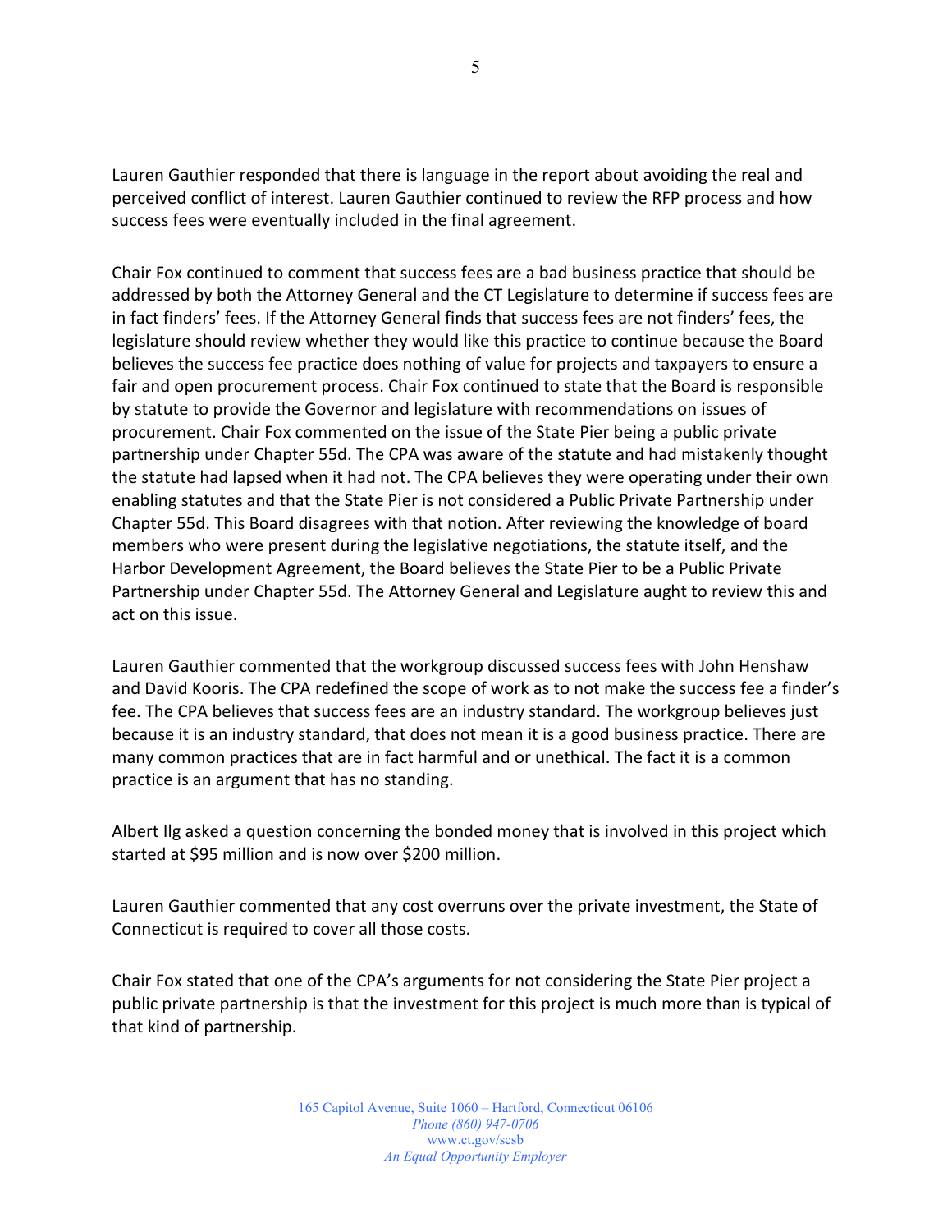Lauren Gauthier responded that there is language in the report about avoiding the real and perceived conflict of interest. Lauren Gauthier continued to review the RFP process and how success fees were eventually included in the final agreement.

Chair Fox continued to comment that success fees are a bad business practice that should be addressed by both the Attorney General and the CT Legislature to determine if success fees are in fact finders' fees. If the Attorney General finds that success fees are not finders' fees, the legislature should review whether they would like this practice to continue because the Board believes the success fee practice does nothing of value for projects and taxpayers to ensure a fair and open procurement process. Chair Fox continued to state that the Board is responsible by statute to provide the Governor and legislature with recommendations on issues of procurement. Chair Fox commented on the issue of the State Pier being a public private partnership under Chapter 55d. The CPA was aware of the statute and had mistakenly thought the statute had lapsed when it had not. The CPA believes they were operating under their own enabling statutes and that the State Pier is not considered a Public Private Partnership under Chapter 55d. This Board disagrees with that notion. After reviewing the knowledge of board members who were present during the legislative negotiations, the statute itself, and the Harbor Development Agreement, the Board believes the State Pier to be a Public Private Partnership under Chapter 55d. The Attorney General and Legislature aught to review this and act on this issue.

Lauren Gauthier commented that the workgroup discussed success fees with John Henshaw and David Kooris. The CPA redefined the scope of work as to not make the success fee a finder's fee. The CPA believes that success fees are an industry standard. The workgroup believes just because it is an industry standard, that does not mean it is a good business practice. There are many common practices that are in fact harmful and or unethical. The fact it is a common practice is an argument that has no standing.

Albert Ilg asked a question concerning the bonded money that is involved in this project which started at $95 million and is now over $200 million.

Lauren Gauthier commented that any cost overruns over the private investment, the State of Connecticut is required to cover all those costs.

Chair Fox stated that one of the CPA's arguments for not considering the State Pier project a public private partnership is that the investment for this project is much more than is typical of that kind of partnership.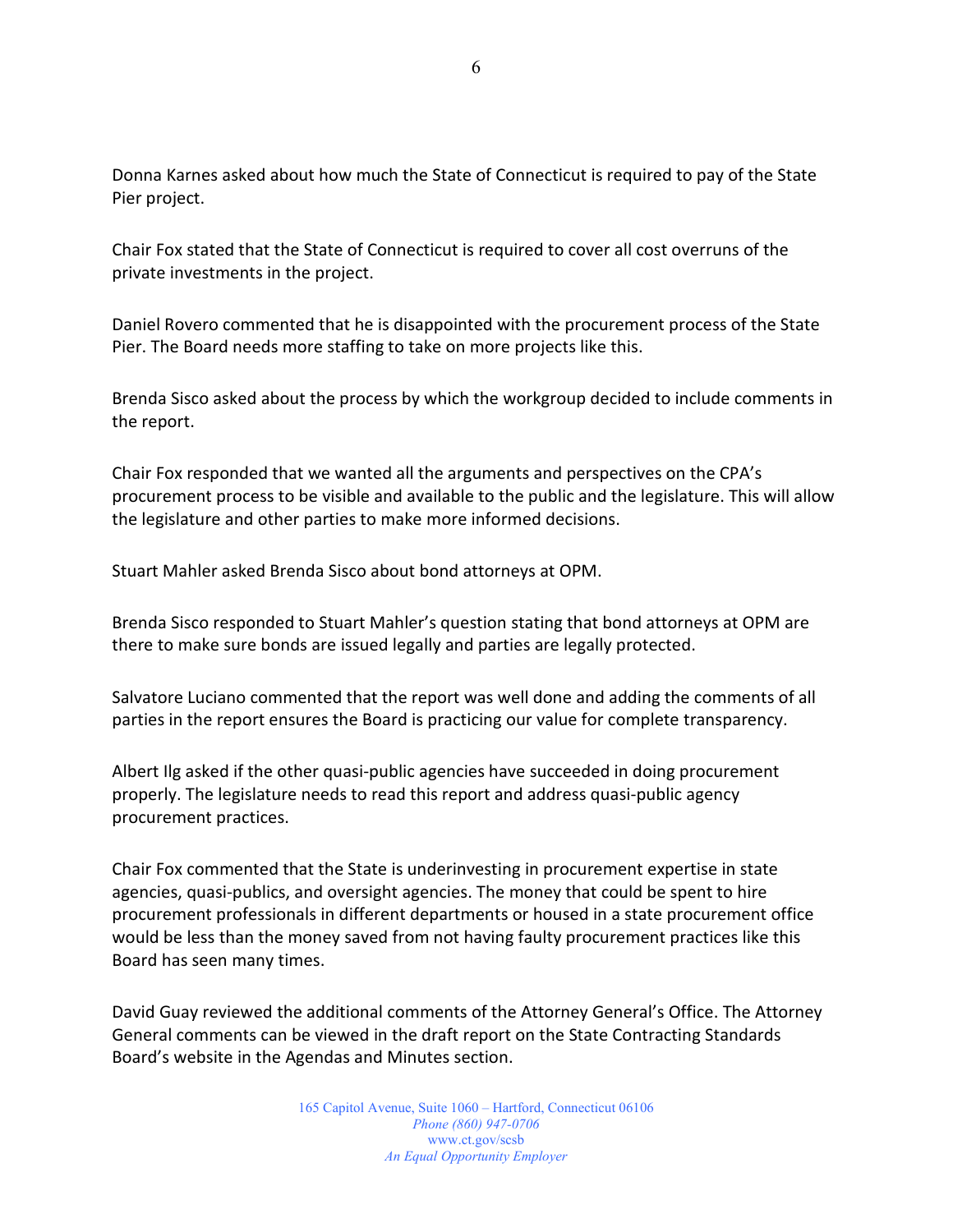Donna Karnes asked about how much the State of Connecticut is required to pay of the State Pier project.

Chair Fox stated that the State of Connecticut is required to cover all cost overruns of the private investments in the project.

Daniel Rovero commented that he is disappointed with the procurement process of the State Pier. The Board needs more staffing to take on more projects like this.

Brenda Sisco asked about the process by which the workgroup decided to include comments in the report.

Chair Fox responded that we wanted all the arguments and perspectives on the CPA's procurement process to be visible and available to the public and the legislature. This will allow the legislature and other parties to make more informed decisions.

Stuart Mahler asked Brenda Sisco about bond attorneys at OPM.

Brenda Sisco responded to Stuart Mahler's question stating that bond attorneys at OPM are there to make sure bonds are issued legally and parties are legally protected.

Salvatore Luciano commented that the report was well done and adding the comments of all parties in the report ensures the Board is practicing our value for complete transparency.

Albert Ilg asked if the other quasi-public agencies have succeeded in doing procurement properly. The legislature needs to read this report and address quasi-public agency procurement practices.

Chair Fox commented that the State is underinvesting in procurement expertise in state agencies, quasi-publics, and oversight agencies. The money that could be spent to hire procurement professionals in different departments or housed in a state procurement office would be less than the money saved from not having faulty procurement practices like this Board has seen many times.

David Guay reviewed the additional comments of the Attorney General's Office. The Attorney General comments can be viewed in the draft report on the State Contracting Standards Board's website in the Agendas and Minutes section.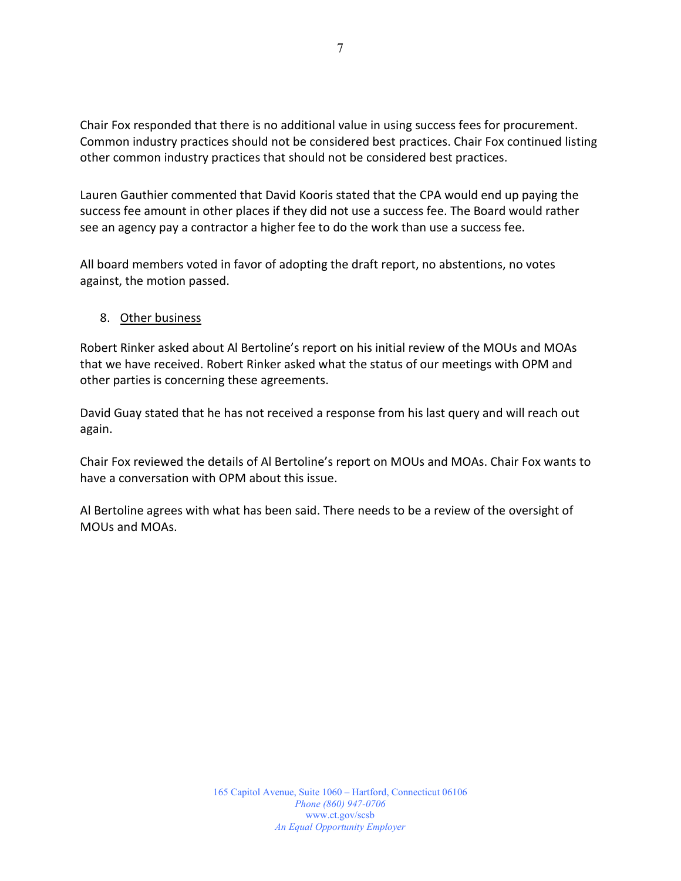Chair Fox responded that there is no additional value in using success fees for procurement. Common industry practices should not be considered best practices. Chair Fox continued listing other common industry practices that should not be considered best practices.

Lauren Gauthier commented that David Kooris stated that the CPA would end up paying the success fee amount in other places if they did not use a success fee. The Board would rather see an agency pay a contractor a higher fee to do the work than use a success fee.

All board members voted in favor of adopting the draft report, no abstentions, no votes against, the motion passed.

8. <u>Other business</u>

Robert Rinker asked about Al Bertoline's report on his initial review of the MOUs and MOAs that we have received. Robert Rinker asked what the status of our meetings with OPM and other parties is concerning these agreements.

David Guay stated that he has not received a response from his last query and will reach out again.

Chair Fox reviewed the details of Al Bertoline's report on MOUs and MOAs. Chair Fox wants to have a conversation with OPM about this issue.

Al Bertoline agrees with what has been said. There needs to be a review of the oversight of MOUs and MOAs.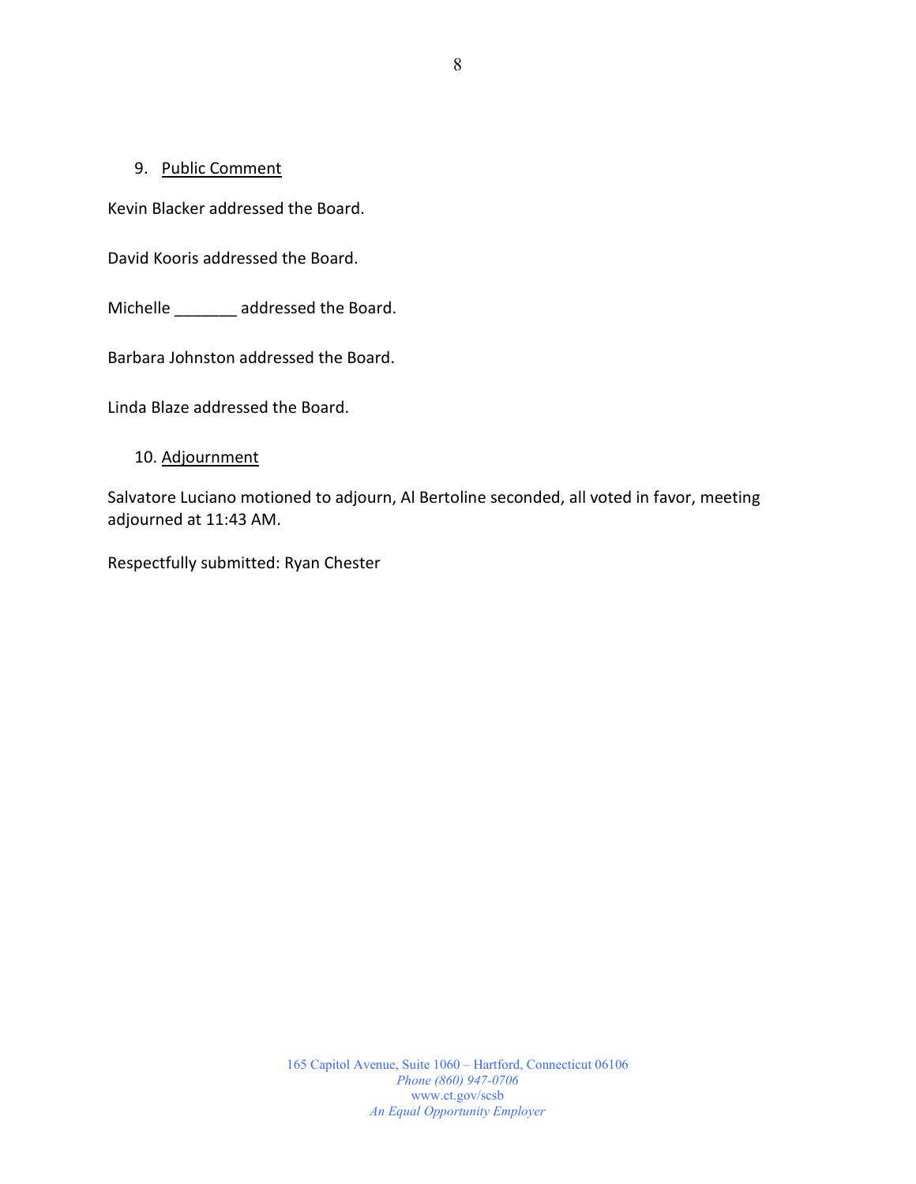9. Public Comment

Kevin Blacker addressed the Board.

David Kooris addressed the Board.

Michelle _______ addressed the Board.

Barbara Johnston addressed the Board.

Linda Blaze addressed the Board.

10. Adjournment

Salvatore Luciano motioned to adjourn, Al Bertoline seconded, all voted in favor, meeting adjourned at 11:43 AM.

Respectfully submitted: Ryan Chester

165 Capitol Avenue, Suite 1060 – Hartford, Connecticut 06106
*Phone (860) 947-0706*
www.ct.gov/scsb
*An Equal Opportunity Employer*